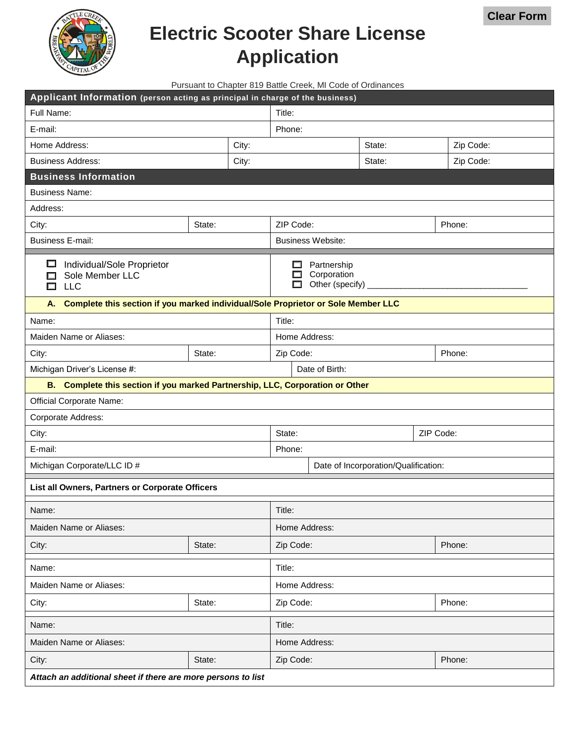Clear Form

# Electric Scooter Share License Application

Pursuant to Chapter 819 Battle Creek, MI Code of Ordinances

## Applicant Information (person acting as principal in charge of the business)

| Full Name: | | Title: | |
|---|---|---|---|
| E-mail: | | Phone: | |
| Home Address: | City: | State: | Zip Code: |
| Business Address: | City: | State: | Zip Code: |

## Business Information

| Business Name: | | | |
|---|---|---|---|
| Address: | | | |
| City: | State: | ZIP Code: | Phone: |
| Business E-mail: | | Business Website: | |

- ☐ Individual/Sole Proprietor
- ☐ Sole Member LLC
- ☐ LLC
- ☐ Partnership
- ☐ Corporation
- ☐ Other (specify) ________________________________

**A. Complete this section if you marked individual/Sole Proprietor or Sole Member LLC**

| Name: | | Title: | |
|---|---|---|---|
| Maiden Name or Aliases: | | Home Address: | |
| City: | State: | Zip Code: | Phone: |
| Michigan Driver's License #: | | Date of Birth: | |

**B. Complete this section if you marked Partnership, LLC, Corporation or Other**

| Official Corporate Name: | | |
|---|---|---|
| Corporate Address: | | |
| City: | State: | ZIP Code: |
| E-mail: | Phone: | |
| Michigan Corporate/LLC ID # | Date of Incorporation/Qualification: | |

**List all Owners, Partners or Corporate Officers**

| Name: | | Title: | |
|---|---|---|---|
| Maiden Name or Aliases: | | Home Address: | |
| City: | State: | Zip Code: | Phone: |

| Name: | | Title: | |
|---|---|---|---|
| Maiden Name or Aliases: | | Home Address: | |
| City: | State: | Zip Code: | Phone: |

| Name: | | Title: | |
|---|---|---|---|
| Maiden Name or Aliases: | | Home Address: | |
| City: | State: | Zip Code: | Phone: |

***Attach an additional sheet if there are more persons to list***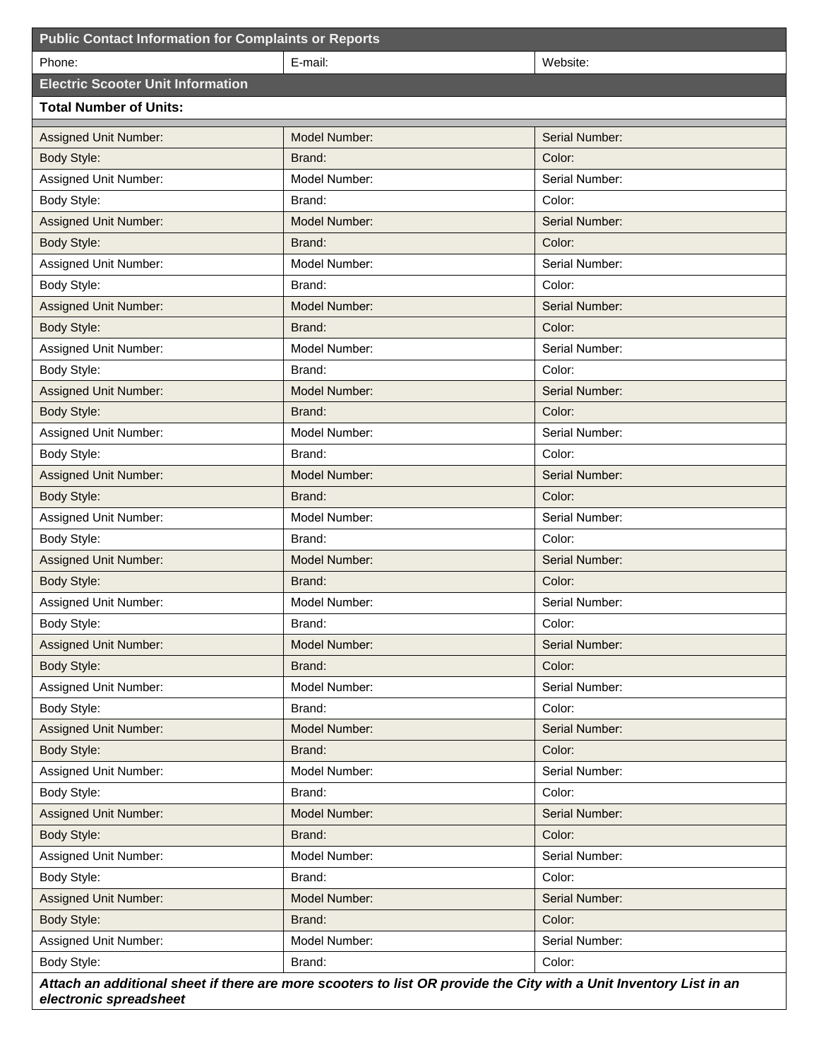| Public Contact Information for Complaints or Reports | | |
|---|---|---|
| Phone: | E-mail: | Website: |
| **Electric Scooter Unit Information** | | |
| **Total Number of Units:** | | |
| | | |
| Assigned Unit Number: | Model Number: | Serial Number: |
| Body Style: | Brand: | Color: |
| Assigned Unit Number: | Model Number: | Serial Number: |
| Body Style: | Brand: | Color: |
| Assigned Unit Number: | Model Number: | Serial Number: |
| Body Style: | Brand: | Color: |
| Assigned Unit Number: | Model Number: | Serial Number: |
| Body Style: | Brand: | Color: |
| Assigned Unit Number: | Model Number: | Serial Number: |
| Body Style: | Brand: | Color: |
| Assigned Unit Number: | Model Number: | Serial Number: |
| Body Style: | Brand: | Color: |
| Assigned Unit Number: | Model Number: | Serial Number: |
| Body Style: | Brand: | Color: |
| Assigned Unit Number: | Model Number: | Serial Number: |
| Body Style: | Brand: | Color: |
| Assigned Unit Number: | Model Number: | Serial Number: |
| Body Style: | Brand: | Color: |
| Assigned Unit Number: | Model Number: | Serial Number: |
| Body Style: | Brand: | Color: |
| Assigned Unit Number: | Model Number: | Serial Number: |
| Body Style: | Brand: | Color: |
| Assigned Unit Number: | Model Number: | Serial Number: |
| Body Style: | Brand: | Color: |
| Assigned Unit Number: | Model Number: | Serial Number: |
| Body Style: | Brand: | Color: |
| Assigned Unit Number: | Model Number: | Serial Number: |
| Body Style: | Brand: | Color: |
| Assigned Unit Number: | Model Number: | Serial Number: |
| Body Style: | Brand: | Color: |
| Assigned Unit Number: | Model Number: | Serial Number: |
| Body Style: | Brand: | Color: |
| Assigned Unit Number: | Model Number: | Serial Number: |
| Body Style: | Brand: | Color: |
| Assigned Unit Number: | Model Number: | Serial Number: |
| Body Style: | Brand: | Color: |
| Assigned Unit Number: | Model Number: | Serial Number: |
| Body Style: | Brand: | Color: |
| ***Attach an additional sheet if there are more scooters to list OR provide the City with a Unit Inventory List in an electronic spreadsheet*** | | |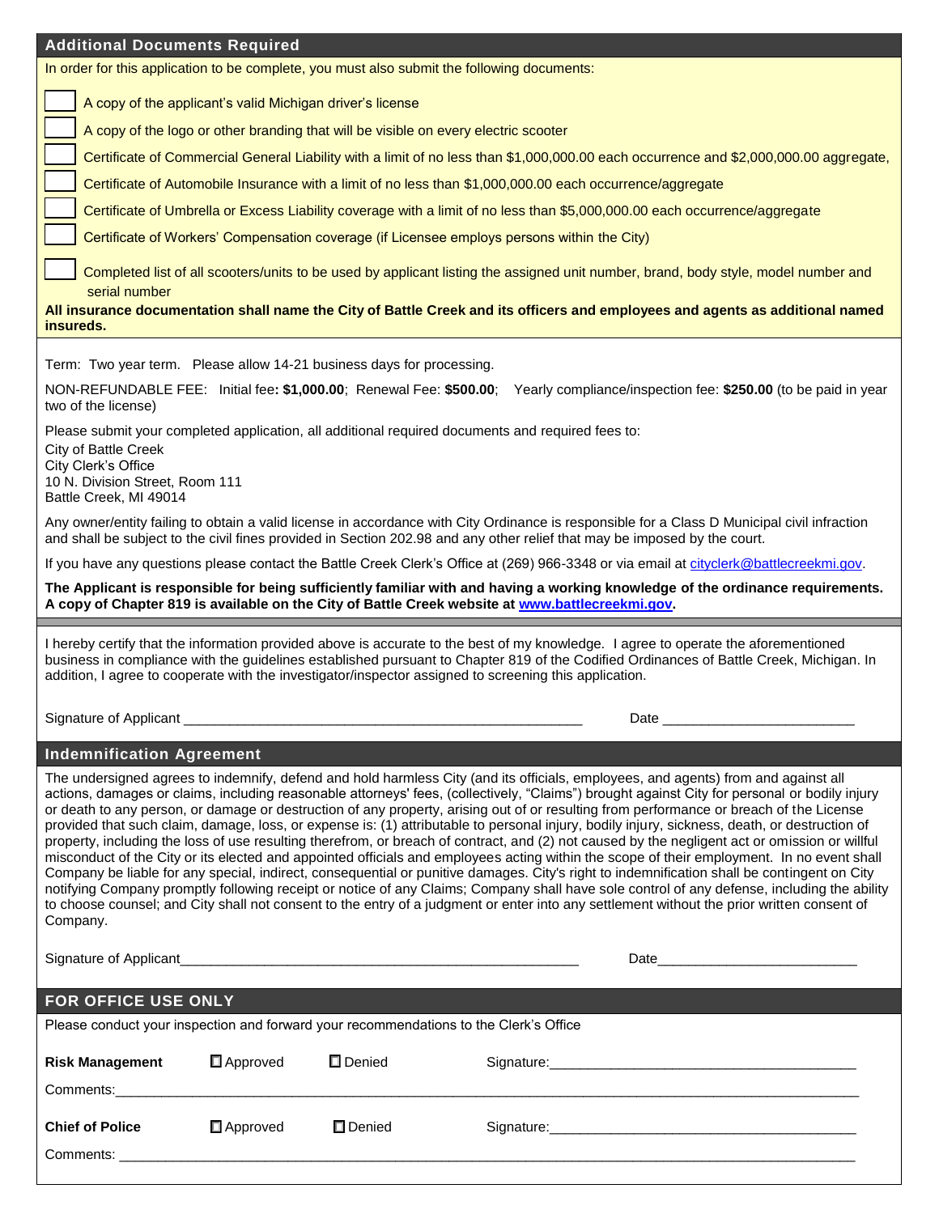## Additional Documents Required

In order for this application to be complete, you must also submit the following documents:

- ☐ A copy of the applicant's valid Michigan driver's license
- ☐ A copy of the logo or other branding that will be visible on every electric scooter
- ☐ Certificate of Commercial General Liability with a limit of no less than $1,000,000.00 each occurrence and $2,000,000.00 aggregate,
- ☐ Certificate of Automobile Insurance with a limit of no less than $1,000,000.00 each occurrence/aggregate
- ☐ Certificate of Umbrella or Excess Liability coverage with a limit of no less than $5,000,000.00 each occurrence/aggregate
- ☐ Certificate of Workers' Compensation coverage (if Licensee employs persons within the City)
- ☐ Completed list of all scooters/units to be used by applicant listing the assigned unit number, brand, body style, model number and serial number

**All insurance documentation shall name the City of Battle Creek and its officers and employees and agents as additional named insureds.**

Term: Two year term. Please allow 14-21 business days for processing.

NON-REFUNDABLE FEE: Initial fee**: $1,000.00**; Renewal Fee: **$500.00**; Yearly compliance/inspection fee: **$250.00** (to be paid in year two of the license)

Please submit your completed application, all additional required documents and required fees to:

City of Battle Creek
City Clerk's Office
10 N. Division Street, Room 111
Battle Creek, MI 49014

Any owner/entity failing to obtain a valid license in accordance with City Ordinance is responsible for a Class D Municipal civil infraction and shall be subject to the civil fines provided in Section 202.98 and any other relief that may be imposed by the court.

If you have any questions please contact the Battle Creek Clerk's Office at (269) 966-3348 or via email at cityclerk@battlecreekmi.gov.

**The Applicant is responsible for being sufficiently familiar with and having a working knowledge of the ordinance requirements. A copy of Chapter 819 is available on the City of Battle Creek website at www.battlecreekmi.gov.**

I hereby certify that the information provided above is accurate to the best of my knowledge. I agree to operate the aforementioned business in compliance with the guidelines established pursuant to Chapter 819 of the Codified Ordinances of Battle Creek, Michigan. In addition, I agree to cooperate with the investigator/inspector assigned to screening this application.

Signature of Applicant ____________________________________________ Date ______________________

## Indemnification Agreement

The undersigned agrees to indemnify, defend and hold harmless City (and its officials, employees, and agents) from and against all actions, damages or claims, including reasonable attorneys' fees, (collectively, "Claims") brought against City for personal or bodily injury or death to any person, or damage or destruction of any property, arising out of or resulting from performance or breach of the License provided that such claim, damage, loss, or expense is: (1) attributable to personal injury, bodily injury, sickness, death, or destruction of property, including the loss of use resulting therefrom, or breach of contract, and (2) not caused by the negligent act or omission or willful misconduct of the City or its elected and appointed officials and employees acting within the scope of their employment. In no event shall Company be liable for any special, indirect, consequential or punitive damages. City's right to indemnification shall be contingent on City notifying Company promptly following receipt or notice of any Claims; Company shall have sole control of any defense, including the ability to choose counsel; and City shall not consent to the entry of a judgment or enter into any settlement without the prior written consent of Company.

Signature of Applicant____________________________________________ Date______________________

## FOR OFFICE USE ONLY

Please conduct your inspection and forward your recommendations to the Clerk's Office

**Risk Management** ☐ Approved ☐ Denied Signature:___________________________________

Comments:_____________________________________________________________________________

**Chief of Police** ☐ Approved ☐ Denied Signature:___________________________________

Comments: _____________________________________________________________________________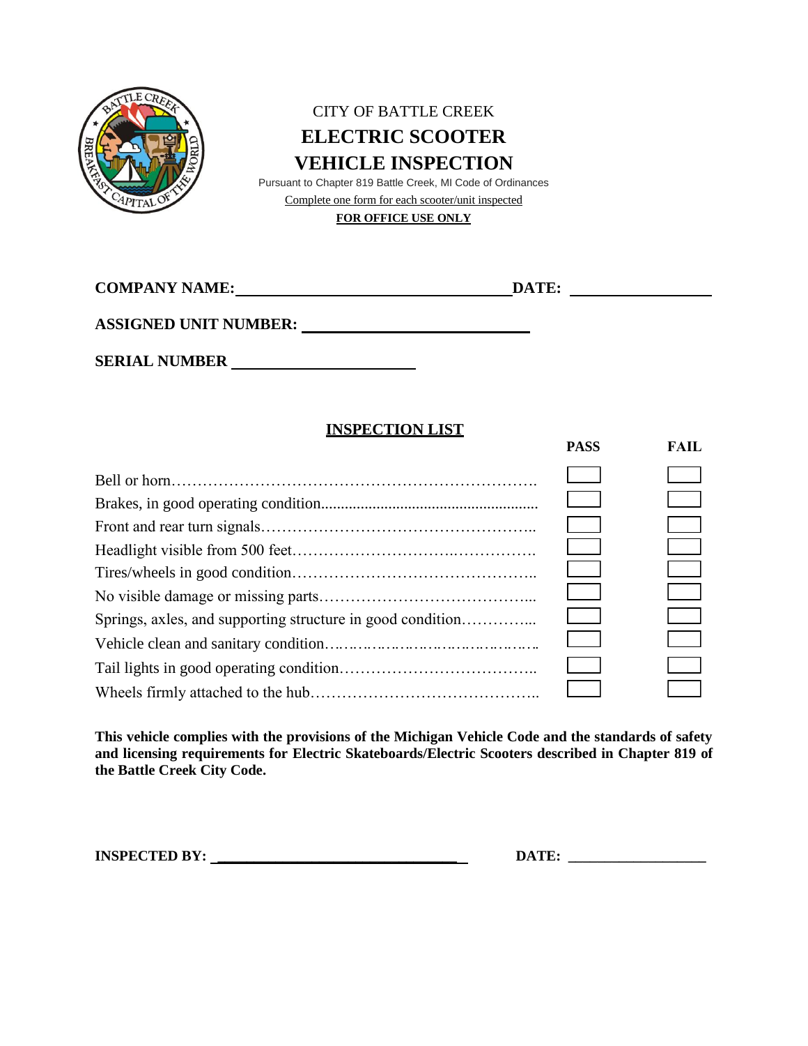CITY OF BATTLE CREEK

# ELECTRIC SCOOTER VEHICLE INSPECTION

Pursuant to Chapter 819 Battle Creek, MI Code of Ordinances

Complete one form for each scooter/unit inspected

**FOR OFFICE USE ONLY**

**COMPANY NAME:** ____________________ **DATE:** ____________

**ASSIGNED UNIT NUMBER:** ____________________

**SERIAL NUMBER** ____________________

## INSPECTION LIST

| | PASS | FAIL |
|---|---|---|
| Bell or horn | ☐ | ☐ |
| Brakes, in good operating condition | ☐ | ☐ |
| Front and rear turn signals | ☐ | ☐ |
| Headlight visible from 500 feet | ☐ | ☐ |
| Tires/wheels in good condition | ☐ | ☐ |
| No visible damage or missing parts | ☐ | ☐ |
| Springs, axles, and supporting structure in good condition | ☐ | ☐ |
| Vehicle clean and sanitary condition | ☐ | ☐ |
| Tail lights in good operating condition | ☐ | ☐ |
| Wheels firmly attached to the hub | ☐ | ☐ |

**This vehicle complies with the provisions of the Michigan Vehicle Code and the standards of safety and licensing requirements for Electric Skateboards/Electric Scooters described in Chapter 819 of the Battle Creek City Code.**

**INSPECTED BY:** ____________________ **DATE:** ____________